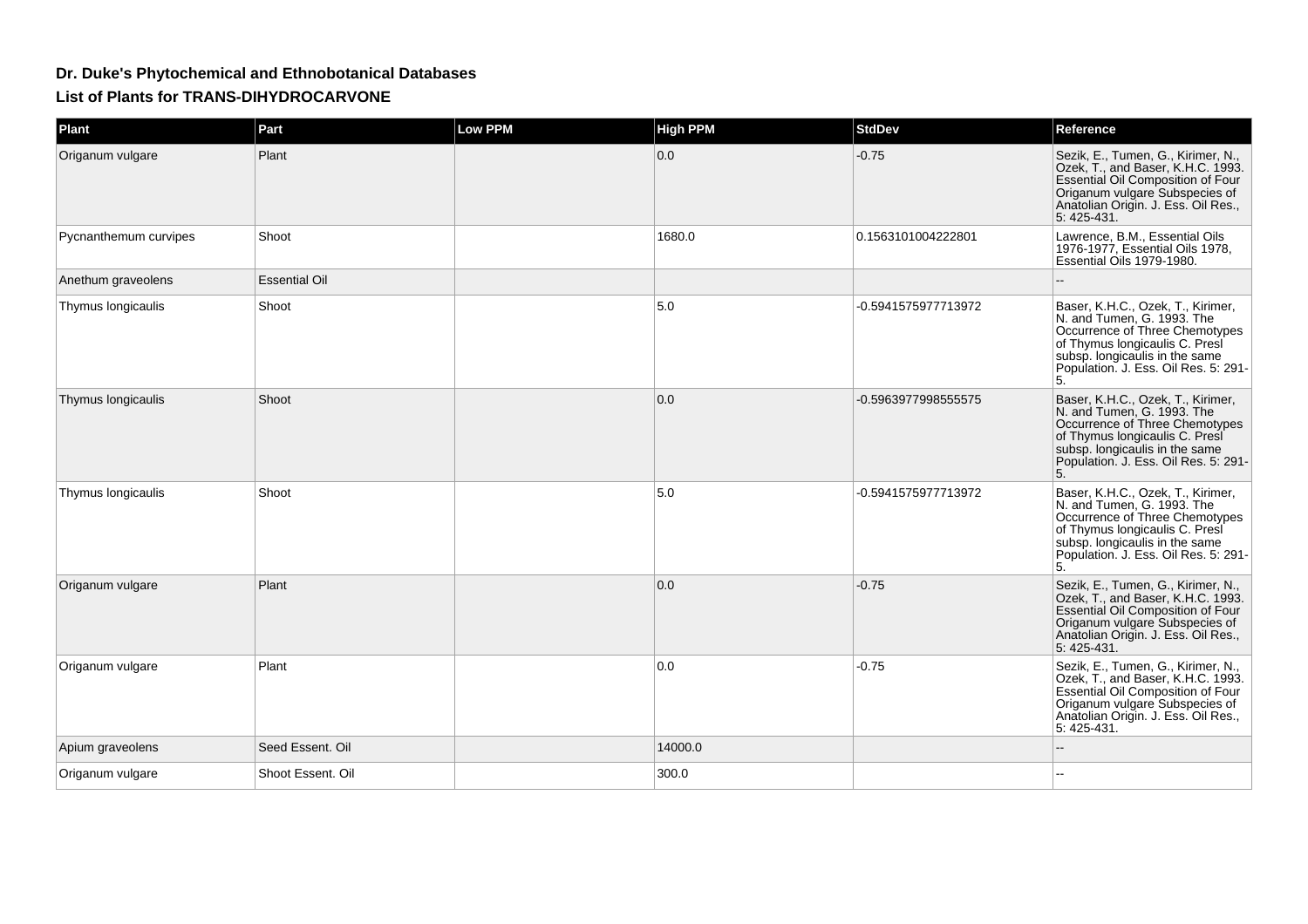# Dr. Duke's Phytochemical and Ethnobotanical Databases

## List of Plants for TRANS-DIHYDROCARVONE

| Plant | Part | Low PPM | High PPM | StdDev | Reference |
|---|---|---|---|---|---|
| Origanum vulgare | Plant | | 0.0 | -0.75 | Sezik, E., Tumen, G., Kirimer, N., Ozek, T., and Baser, K.H.C. 1993. Essential Oil Composition of Four Origanum vulgare Subspecies of Anatolian Origin. J. Ess. Oil Res., 5: 425-431. |
| Pycnanthemum curvipes | Shoot | | 1680.0 | 0.1563101004222801 | Lawrence, B.M., Essential Oils 1976-1977, Essential Oils 1978, Essential Oils 1979-1980. |
| Anethum graveolens | Essential Oil | | | | -- |
| Thymus longicaulis | Shoot | | 5.0 | -0.5941575977713972 | Baser, K.H.C., Ozek, T., Kirimer, N. and Tumen, G. 1993. The Occurrence of Three Chemotypes of Thymus longicaulis C. Presl subsp. longicaulis in the same Population. J. Ess. Oil Res. 5: 291-5. |
| Thymus longicaulis | Shoot | | 0.0 | -0.5963977998555575 | Baser, K.H.C., Ozek, T., Kirimer, N. and Tumen, G. 1993. The Occurrence of Three Chemotypes of Thymus longicaulis C. Presl subsp. longicaulis in the same Population. J. Ess. Oil Res. 5: 291-5. |
| Thymus longicaulis | Shoot | | 5.0 | -0.5941575977713972 | Baser, K.H.C., Ozek, T., Kirimer, N. and Tumen, G. 1993. The Occurrence of Three Chemotypes of Thymus longicaulis C. Presl subsp. longicaulis in the same Population. J. Ess. Oil Res. 5: 291-5. |
| Origanum vulgare | Plant | | 0.0 | -0.75 | Sezik, E., Tumen, G., Kirimer, N., Ozek, T., and Baser, K.H.C. 1993. Essential Oil Composition of Four Origanum vulgare Subspecies of Anatolian Origin. J. Ess. Oil Res., 5: 425-431. |
| Origanum vulgare | Plant | | 0.0 | -0.75 | Sezik, E., Tumen, G., Kirimer, N., Ozek, T., and Baser, K.H.C. 1993. Essential Oil Composition of Four Origanum vulgare Subspecies of Anatolian Origin. J. Ess. Oil Res., 5: 425-431. |
| Apium graveolens | Seed Essent. Oil | | 14000.0 | | -- |
| Origanum vulgare | Shoot Essent. Oil | | 300.0 | | -- |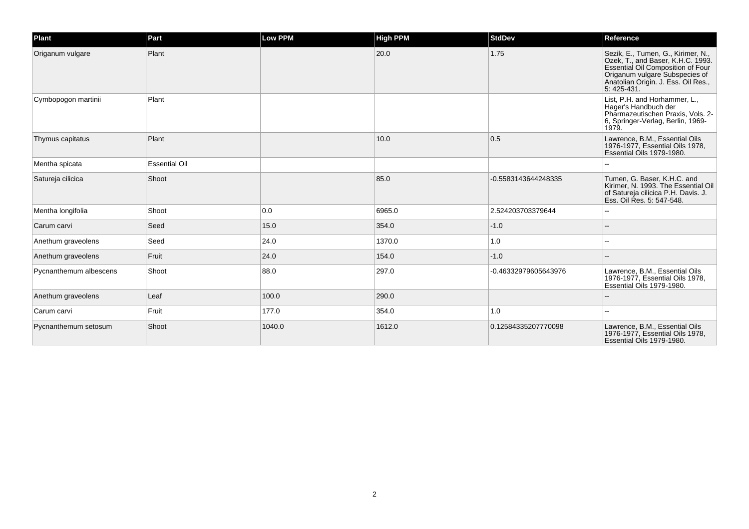| Plant | Part | Low PPM | High PPM | StdDev | Reference |
|---|---|---|---|---|---|
| Origanum vulgare | Plant | | 20.0 | 1.75 | Sezik, E., Tumen, G., Kirimer, N., Ozek, T., and Baser, K.H.C. 1993. Essential Oil Composition of Four Origanum vulgare Subspecies of Anatolian Origin. J. Ess. Oil Res., 5: 425-431. |
| Cymbopogon martinii | Plant | | | | List, P.H. and Horhammer, L., Hager's Handbuch der Pharmazeutischen Praxis, Vols. 2-6, Springer-Verlag, Berlin, 1969-1979. |
| Thymus capitatus | Plant | | 10.0 | 0.5 | Lawrence, B.M., Essential Oils 1976-1977, Essential Oils 1978, Essential Oils 1979-1980. |
| Mentha spicata | Essential Oil | | | | -- |
| Satureja cilicica | Shoot | | 85.0 | -0.5583143644248335 | Tumen, G. Baser, K.H.C. and Kirimer, N. 1993. The Essential Oil of Satureja cilicica P.H. Davis. J. Ess. Oil Res. 5: 547-548. |
| Mentha longifolia | Shoot | 0.0 | 6965.0 | 2.524203703379644 | -- |
| Carum carvi | Seed | 15.0 | 354.0 | -1.0 | -- |
| Anethum graveolens | Seed | 24.0 | 1370.0 | 1.0 | -- |
| Anethum graveolens | Fruit | 24.0 | 154.0 | -1.0 | -- |
| Pycnanthemum albescens | Shoot | 88.0 | 297.0 | -0.46332979605643976 | Lawrence, B.M., Essential Oils 1976-1977, Essential Oils 1978, Essential Oils 1979-1980. |
| Anethum graveolens | Leaf | 100.0 | 290.0 | | -- |
| Carum carvi | Fruit | 177.0 | 354.0 | 1.0 | -- |
| Pycnanthemum setosum | Shoot | 1040.0 | 1612.0 | 0.12584335207770098 | Lawrence, B.M., Essential Oils 1976-1977, Essential Oils 1978, Essential Oils 1979-1980. |